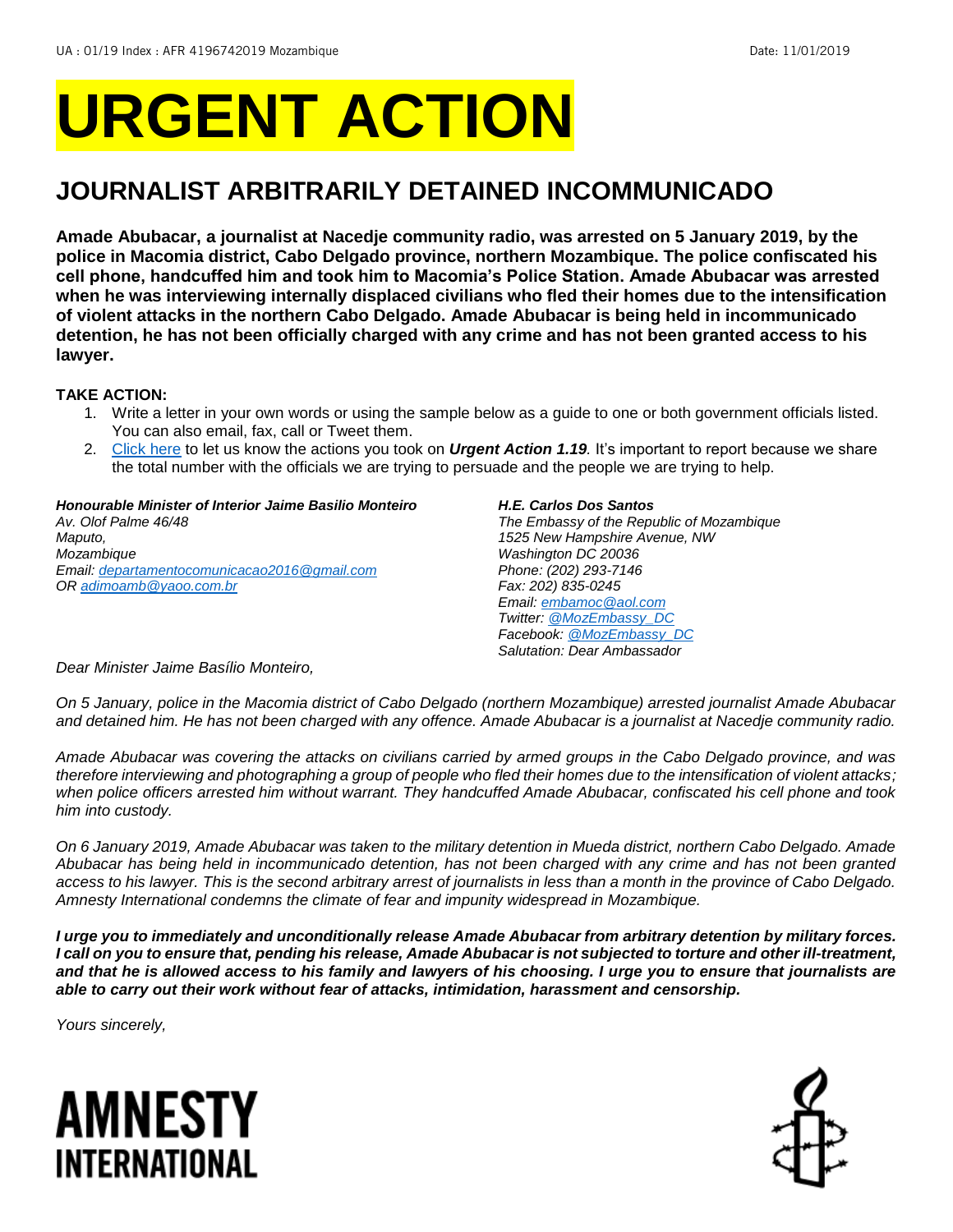UA : 01/19 Index : AFR 4196742019 Mozambique Date: 11/01/2019

# URGENT ACTION

## JOURNALIST ARBITRARILY DETAINED INCOMMUNICADO

**Amade Abubacar, a journalist at Nacedje community radio, was arrested on 5 January 2019, by the police in Macomia district, Cabo Delgado province, northern Mozambique. The police confiscated his cell phone, handcuffed him and took him to Macomia's Police Station. Amade Abubacar was arrested when he was interviewing internally displaced civilians who fled their homes due to the intensification of violent attacks in the northern Cabo Delgado. Amade Abubacar is being held in incommunicado detention, he has not been officially charged with any crime and has not been granted access to his lawyer.**

**TAKE ACTION:**

1. Write a letter in your own words or using the sample below as a guide to one or both government officials listed. You can also email, fax, call or Tweet them.
2. Click here to let us know the actions you took on ***Urgent Action 1.19***. It's important to report because we share the total number with the officials we are trying to persuade and the people we are trying to help.

***Honourable Minister of Interior Jaime Basilio Monteiro***
*Av. Olof Palme 46/48*
*Maputo,*
*Mozambique*
*Email: departamentocomunicacao2016@gmail.com*
*OR adimoamb@yaoo.com.br*

***H.E. Carlos Dos Santos***
*The Embassy of the Republic of Mozambique*
*1525 New Hampshire Avenue, NW*
*Washington DC 20036*
*Phone: (202) 293-7146*
*Fax: 202) 835-0245*
*Email: embamoc@aol.com*
*Twitter: @MozEmbassy_DC*
*Facebook: @MozEmbassy_DC*
*Salutation: Dear Ambassador*

*Dear Minister Jaime Basílio Monteiro,*

*On 5 January, police in the Macomia district of Cabo Delgado (northern Mozambique) arrested journalist Amade Abubacar and detained him. He has not been charged with any offence. Amade Abubacar is a journalist at Nacedje community radio.*

*Amade Abubacar was covering the attacks on civilians carried by armed groups in the Cabo Delgado province, and was therefore interviewing and photographing a group of people who fled their homes due to the intensification of violent attacks; when police officers arrested him without warrant. They handcuffed Amade Abubacar, confiscated his cell phone and took him into custody.*

*On 6 January 2019, Amade Abubacar was taken to the military detention in Mueda district, northern Cabo Delgado. Amade Abubacar has being held in incommunicado detention, has not been charged with any crime and has not been granted access to his lawyer. This is the second arbitrary arrest of journalists in less than a month in the province of Cabo Delgado. Amnesty International condemns the climate of fear and impunity widespread in Mozambique.*

***I urge you to immediately and unconditionally release Amade Abubacar from arbitrary detention by military forces. I call on you to ensure that, pending his release, Amade Abubacar is not subjected to torture and other ill-treatment, and that he is allowed access to his family and lawyers of his choosing. I urge you to ensure that journalists are able to carry out their work without fear of attacks, intimidation, harassment and censorship.***

*Yours sincerely,*

AMNESTY INTERNATIONAL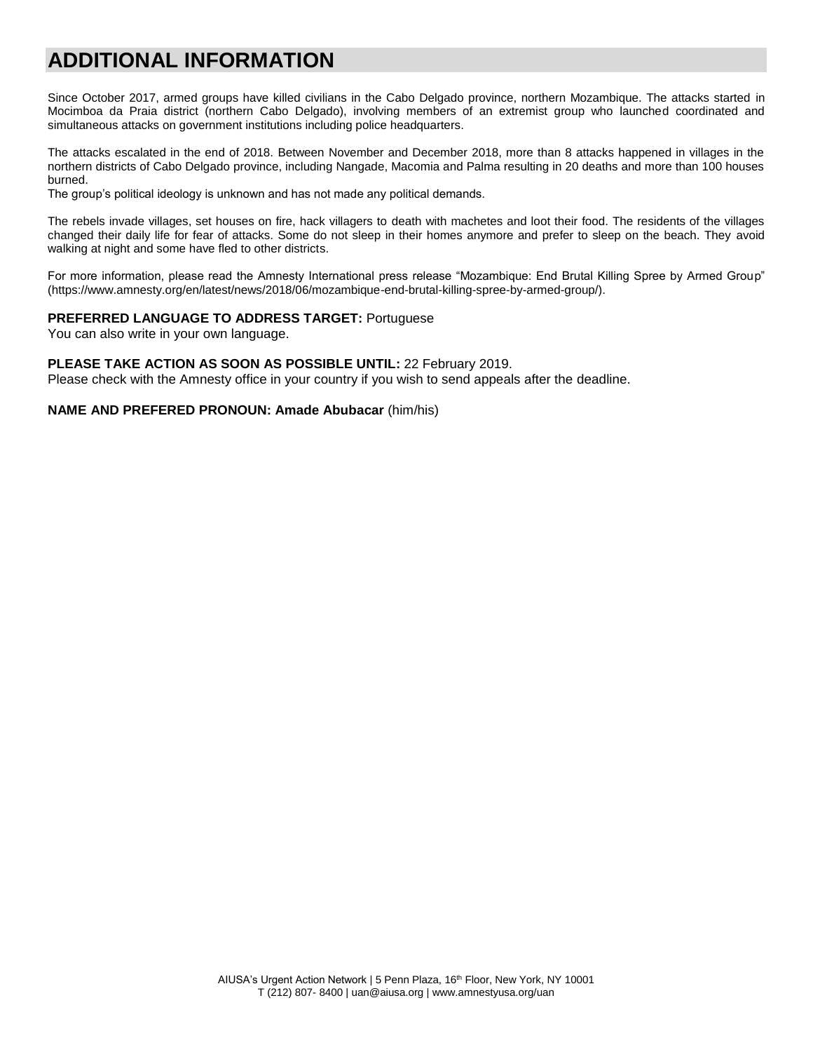# ADDITIONAL INFORMATION

Since October 2017, armed groups have killed civilians in the Cabo Delgado province, northern Mozambique. The attacks started in Mocimboa da Praia district (northern Cabo Delgado), involving members of an extremist group who launched coordinated and simultaneous attacks on government institutions including police headquarters.

The attacks escalated in the end of 2018. Between November and December 2018, more than 8 attacks happened in villages in the northern districts of Cabo Delgado province, including Nangade, Macomia and Palma resulting in 20 deaths and more than 100 houses burned.
The group's political ideology is unknown and has not made any political demands.

The rebels invade villages, set houses on fire, hack villagers to death with machetes and loot their food. The residents of the villages changed their daily life for fear of attacks. Some do not sleep in their homes anymore and prefer to sleep on the beach. They avoid walking at night and some have fled to other districts.

For more information, please read the Amnesty International press release "Mozambique: End Brutal Killing Spree by Armed Group" (https://www.amnesty.org/en/latest/news/2018/06/mozambique-end-brutal-killing-spree-by-armed-group/).

**PREFERRED LANGUAGE TO ADDRESS TARGET:** Portuguese
You can also write in your own language.

**PLEASE TAKE ACTION AS SOON AS POSSIBLE UNTIL:** 22 February 2019.
Please check with the Amnesty office in your country if you wish to send appeals after the deadline.

**NAME AND PREFERED PRONOUN: Amade Abubacar** (him/his)